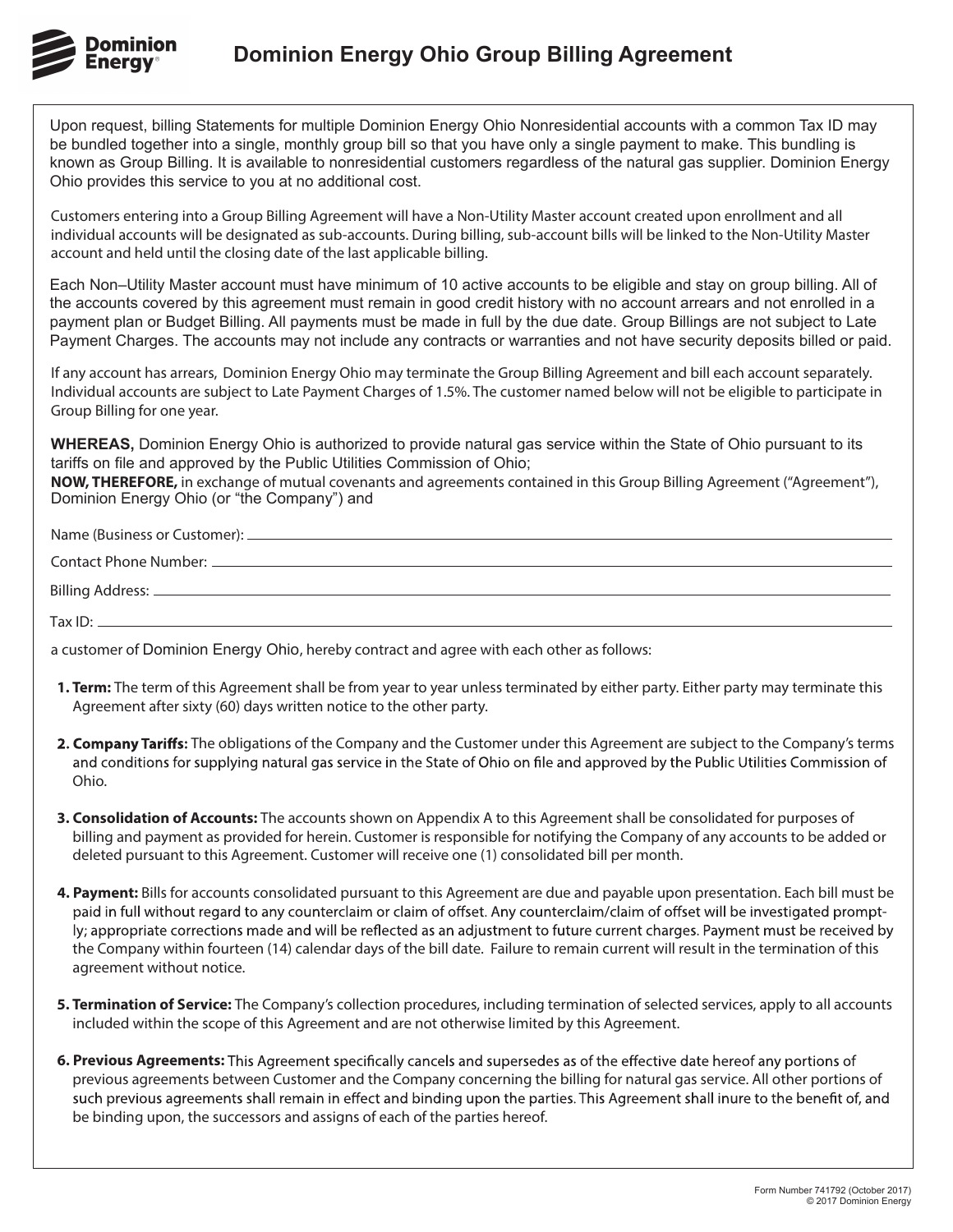# Dominion Energy Ohio Group Billing Agreement

Upon request, billing Statements for multiple Dominion Energy Ohio Nonresidential accounts with a common Tax ID may be bundled together into a single, monthly group bill so that you have only a single payment to make. This bundling is known as Group Billing. It is available to nonresidential customers regardless of the natural gas supplier. Dominion Energy Ohio provides this service to you at no additional cost.

Customers entering into a Group Billing Agreement will have a Non-Utility Master account created upon enrollment and all individual accounts will be designated as sub-accounts. During billing, sub-account bills will be linked to the Non-Utility Master account and held until the closing date of the last applicable billing.

Each Non–Utility Master account must have minimum of 10 active accounts to be eligible and stay on group billing. All of the accounts covered by this agreement must remain in good credit history with no account arrears and not enrolled in a payment plan or Budget Billing. All payments must be made in full by the due date. Group Billings are not subject to Late Payment Charges. The accounts may not include any contracts or warranties and not have security deposits billed or paid.

If any account has arrears, Dominion Energy Ohio may terminate the Group Billing Agreement and bill each account separately. Individual accounts are subject to Late Payment Charges of 1.5%. The customer named below will not be eligible to participate in Group Billing for one year.

**WHEREAS,** Dominion Energy Ohio is authorized to provide natural gas service within the State of Ohio pursuant to its tariffs on file and approved by the Public Utilities Commission of Ohio;
**NOW, THEREFORE,** in exchange of mutual covenants and agreements contained in this Group Billing Agreement ("Agreement"), Dominion Energy Ohio (or "the Company") and

Name (Business or Customer): ______________________________

Contact Phone Number: ______________________________

Billing Address: ______________________________

Tax ID: ______________________________

a customer of Dominion Energy Ohio, hereby contract and agree with each other as follows:

1. **Term:** The term of this Agreement shall be from year to year unless terminated by either party. Either party may terminate this Agreement after sixty (60) days written notice to the other party.

2. **Company Tariffs:** The obligations of the Company and the Customer under this Agreement are subject to the Company's terms and conditions for supplying natural gas service in the State of Ohio on file and approved by the Public Utilities Commission of Ohio.

3. **Consolidation of Accounts:** The accounts shown on Appendix A to this Agreement shall be consolidated for purposes of billing and payment as provided for herein. Customer is responsible for notifying the Company of any accounts to be added or deleted pursuant to this Agreement. Customer will receive one (1) consolidated bill per month.

4. **Payment:** Bills for accounts consolidated pursuant to this Agreement are due and payable upon presentation. Each bill must be paid in full without regard to any counterclaim or claim of offset. Any counterclaim/claim of offset will be investigated promptly; appropriate corrections made and will be reflected as an adjustment to future current charges. Payment must be received by the Company within fourteen (14) calendar days of the bill date. Failure to remain current will result in the termination of this agreement without notice.

5. **Termination of Service:** The Company's collection procedures, including termination of selected services, apply to all accounts included within the scope of this Agreement and are not otherwise limited by this Agreement.

6. **Previous Agreements:** This Agreement specifically cancels and supersedes as of the effective date hereof any portions of previous agreements between Customer and the Company concerning the billing for natural gas service. All other portions of such previous agreements shall remain in effect and binding upon the parties. This Agreement shall inure to the benefit of, and be binding upon, the successors and assigns of each of the parties hereof.

Form Number 741792 (October 2017)
© 2017 Dominion Energy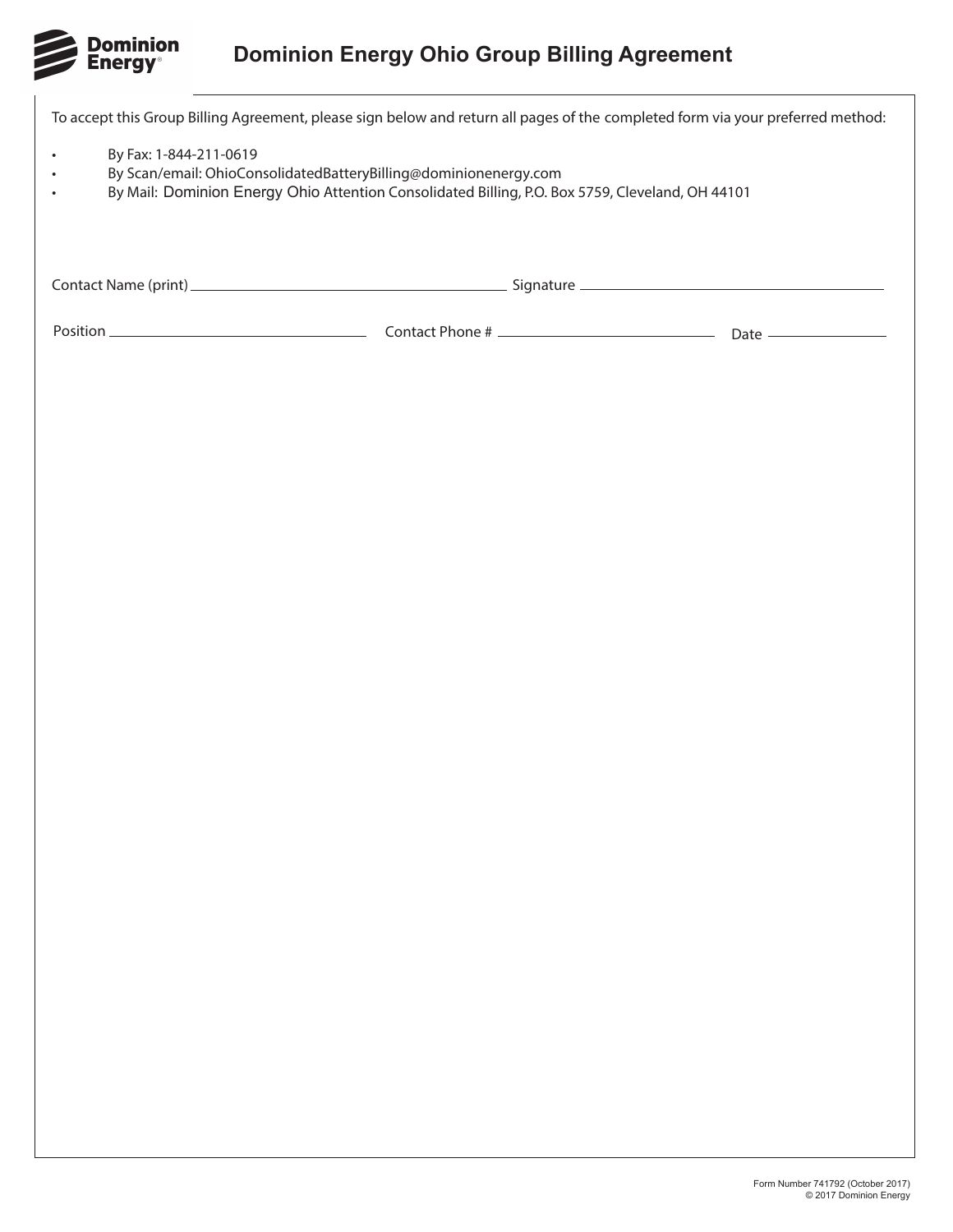# Dominion Energy Ohio Group Billing Agreement

To accept this Group Billing Agreement, please sign below and return all pages of the completed form via your preferred method:

- By Fax: 1-844-211-0619
- By Scan/email: OhioConsolidatedBatteryBilling@dominionenergy.com
- By Mail: Dominion Energy Ohio Attention Consolidated Billing, P.O. Box 5759, Cleveland, OH 44101

Contact Name (print) ______________________ Signature ______________________

Position ______________________ Contact Phone # ______________________ Date ____________

Form Number 741792 (October 2017)
© 2017 Dominion Energy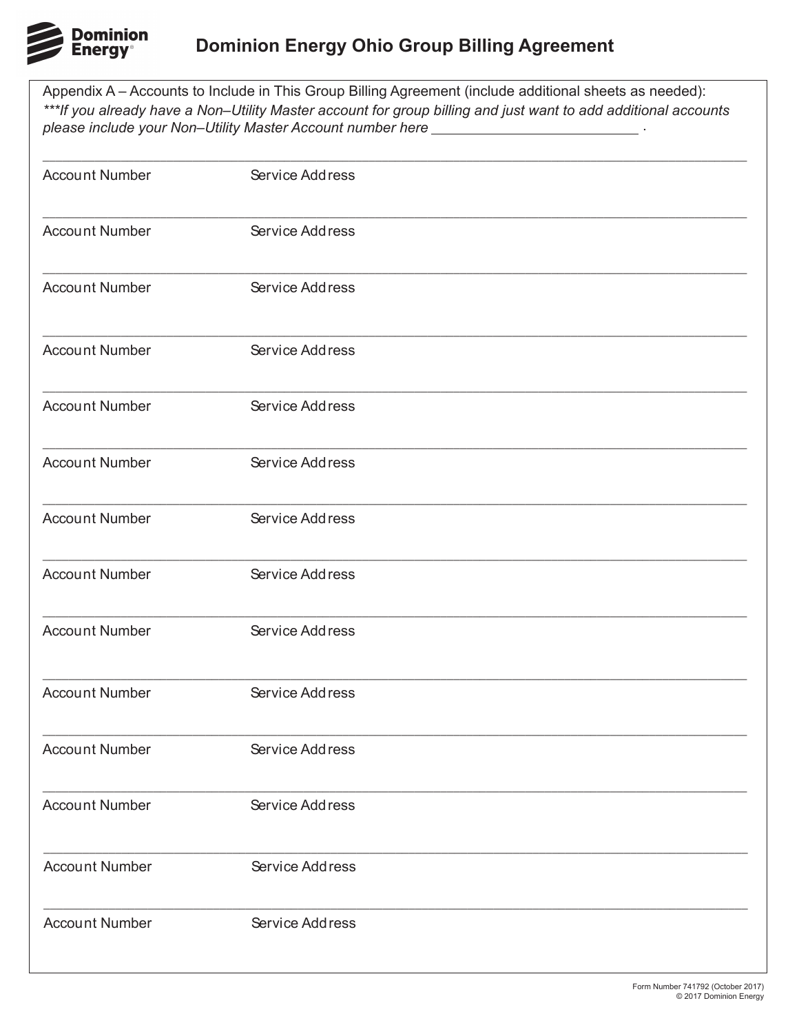# Dominion Energy Ohio Group Billing Agreement

Appendix A – Accounts to Include in This Group Billing Agreement (include additional sheets as needed):

****If you already have a Non–Utility Master account for group billing and just want to add additional accounts please include your Non–Utility Master Account number here ___________________________ .*

______________________________________________________________________________

Account Number Service Address

______________________________________________________________________________

Account Number Service Address

______________________________________________________________________________

Account Number Service Address

______________________________________________________________________________

Account Number Service Address

______________________________________________________________________________

Account Number Service Address

______________________________________________________________________________

Account Number Service Address

______________________________________________________________________________

Account Number Service Address

______________________________________________________________________________

Account Number Service Address

______________________________________________________________________________

Account Number Service Address

______________________________________________________________________________

Account Number Service Address

______________________________________________________________________________

Account Number Service Address

______________________________________________________________________________

Account Number Service Address

______________________________________________________________________________

Account Number Service Address

______________________________________________________________________________

Account Number Service Address

Form Number 741792 (October 2017)
© 2017 Dominion Energy